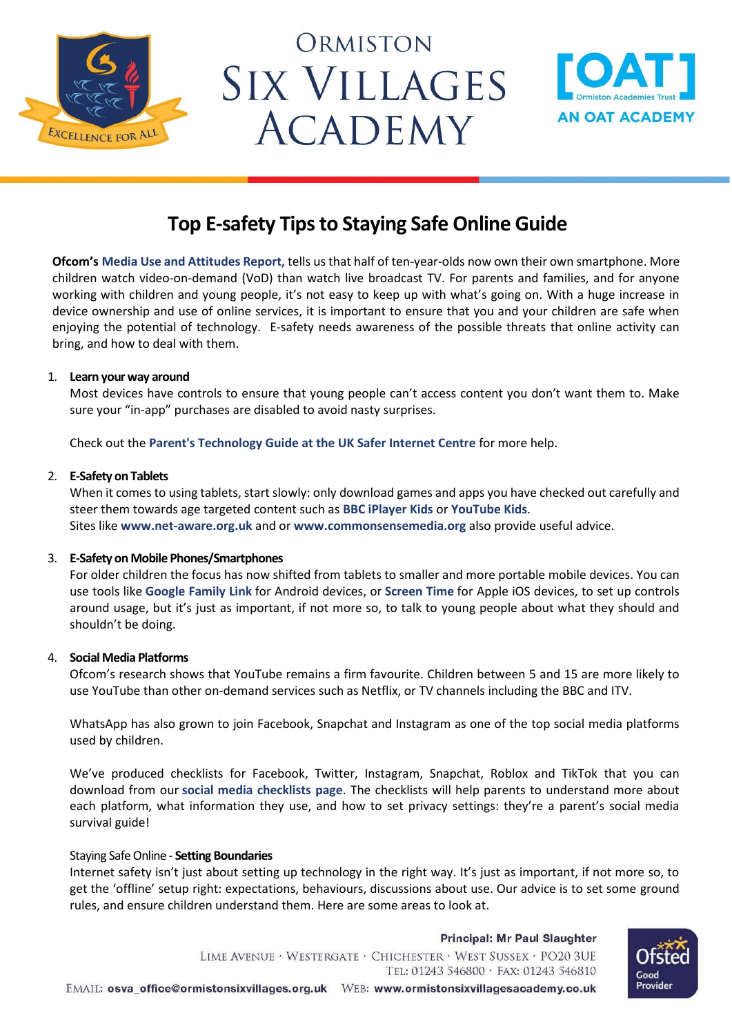# Top E-safety Tips to Staying Safe Online Guide

**Ofcom's** **Media Use and Attitudes Report,** tells us that half of ten-year-olds now own their own smartphone. More children watch video-on-demand (VoD) than watch live broadcast TV. For parents and families, and for anyone working with children and young people, it's not easy to keep up with what's going on. With a huge increase in device ownership and use of online services, it is important to ensure that you and your children are safe when enjoying the potential of technology. E-safety needs awareness of the possible threats that online activity can bring, and how to deal with them.

1. **Learn your way around**
   Most devices have controls to ensure that young people can't access content you don't want them to. Make sure your "in-app" purchases are disabled to avoid nasty surprises.

   Check out the **Parent's Technology Guide at the UK Safer Internet Centre** for more help.

2. **E-Safety on Tablets**
   When it comes to using tablets, start slowly: only download games and apps you have checked out carefully and steer them towards age targeted content such as **BBC iPlayer Kids** or **YouTube Kids**.
   Sites like **www.net-aware.org.uk** and or **www.commonsensemedia.org** also provide useful advice.

3. **E-Safety on Mobile Phones/Smartphones**
   For older children the focus has now shifted from tablets to smaller and more portable mobile devices. You can use tools like **Google Family Link** for Android devices, or **Screen Time** for Apple iOS devices, to set up controls around usage, but it's just as important, if not more so, to talk to young people about what they should and shouldn't be doing.

4. **Social Media Platforms**
   Ofcom's research shows that YouTube remains a firm favourite. Children between 5 and 15 are more likely to use YouTube than other on-demand services such as Netflix, or TV channels including the BBC and ITV.

   WhatsApp has also grown to join Facebook, Snapchat and Instagram as one of the top social media platforms used by children.

   We've produced checklists for Facebook, Twitter, Instagram, Snapchat, Roblox and TikTok that you can download from our **social media checklists page**. The checklists will help parents to understand more about each platform, what information they use, and how to set privacy settings: they're a parent's social media survival guide!

   Staying Safe Online - **Setting Boundaries**
   Internet safety isn't just about setting up technology in the right way. It's just as important, if not more so, to get the 'offline' setup right: expectations, behaviours, discussions about use. Our advice is to set some ground rules, and ensure children understand them. Here are some areas to look at.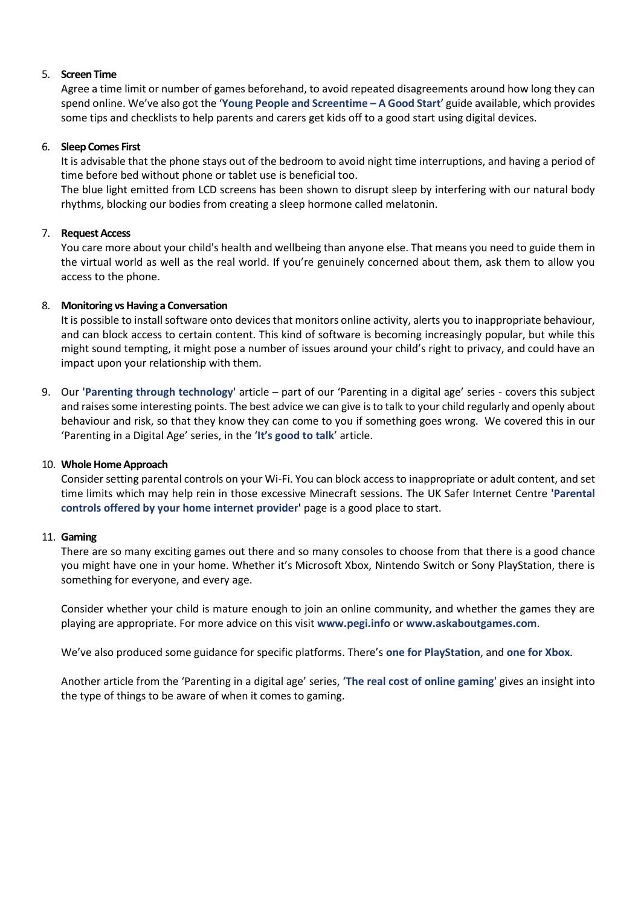5. **Screen Time**
   Agree a time limit or number of games beforehand, to avoid repeated disagreements around how long they can spend online. We've also got the '**Young People and Screentime – A Good Start**' guide available, which provides some tips and checklists to help parents and carers get kids off to a good start using digital devices.

6. **Sleep Comes First**
   It is advisable that the phone stays out of the bedroom to avoid night time interruptions, and having a period of time before bed without phone or tablet use is beneficial too.
   The blue light emitted from LCD screens has been shown to disrupt sleep by interfering with our natural body rhythms, blocking our bodies from creating a sleep hormone called melatonin.

7. **Request Access**
   You care more about your child's health and wellbeing than anyone else. That means you need to guide them in the virtual world as well as the real world. If you're genuinely concerned about them, ask them to allow you access to the phone.

8. **Monitoring vs Having a Conversation**
   It is possible to install software onto devices that monitors online activity, alerts you to inappropriate behaviour, and can block access to certain content. This kind of software is becoming increasingly popular, but while this might sound tempting, it might pose a number of issues around your child's right to privacy, and could have an impact upon your relationship with them.

9. Our '**Parenting through technology**' article – part of our 'Parenting in a digital age' series - covers this subject and raises some interesting points. The best advice we can give is to talk to your child regularly and openly about behaviour and risk, so that they know they can come to you if something goes wrong. We covered this in our 'Parenting in a Digital Age' series, in the '**It's good to talk**' article.

10. **Whole Home Approach**
    Consider setting parental controls on your Wi-Fi. You can block access to inappropriate or adult content, and set time limits which may help rein in those excessive Minecraft sessions. The UK Safer Internet Centre '**Parental controls offered by your home internet provider**' page is a good place to start.

11. **Gaming**
    There are so many exciting games out there and so many consoles to choose from that there is a good chance you might have one in your home. Whether it's Microsoft Xbox, Nintendo Switch or Sony PlayStation, there is something for everyone, and every age.

    Consider whether your child is mature enough to join an online community, and whether the games they are playing are appropriate. For more advice on this visit **www.pegi.info** or **www.askaboutgames.com**.

    We've also produced some guidance for specific platforms. There's **one for PlayStation**, and **one for Xbox**.

    Another article from the 'Parenting in a digital age' series, '**The real cost of online gaming**' gives an insight into the type of things to be aware of when it comes to gaming.